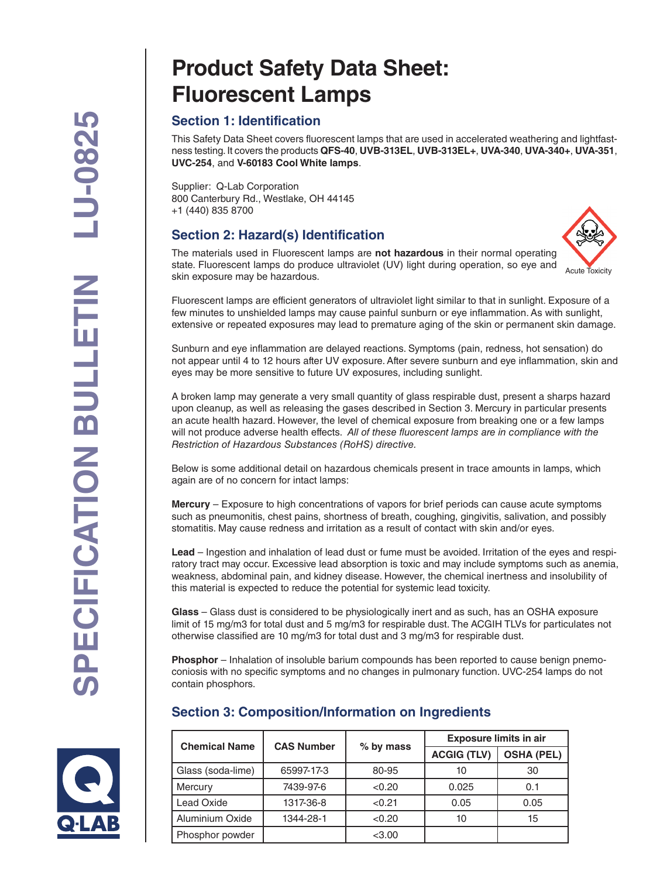# Product Safety Data Sheet: Fluorescent Lamps

## Section 1: Identification

This Safety Data Sheet covers fluorescent lamps that are used in accelerated weathering and lightfastness testing. It covers the products **QFS-40**, **UVB-313EL**, **UVB-313EL+**, **UVA-340**, **UVA-340+**, **UVA-351**, **UVC-254**, and **V-60183 Cool White lamps**.

Supplier: Q-Lab Corporation
800 Canterbury Rd., Westlake, OH 44145
+1 (440) 835 8700

## Section 2: Hazard(s) Identification

Acute Toxicity

The materials used in Fluorescent lamps are **not hazardous** in their normal operating state. Fluorescent lamps do produce ultraviolet (UV) light during operation, so eye and skin exposure may be hazardous.

Fluorescent lamps are efficient generators of ultraviolet light similar to that in sunlight. Exposure of a few minutes to unshielded lamps may cause painful sunburn or eye inflammation. As with sunlight, extensive or repeated exposures may lead to premature aging of the skin or permanent skin damage.

Sunburn and eye inflammation are delayed reactions. Symptoms (pain, redness, hot sensation) do not appear until 4 to 12 hours after UV exposure. After severe sunburn and eye inflammation, skin and eyes may be more sensitive to future UV exposures, including sunlight.

A broken lamp may generate a very small quantity of glass respirable dust, present a sharps hazard upon cleanup, as well as releasing the gases described in Section 3. Mercury in particular presents an acute health hazard. However, the level of chemical exposure from breaking one or a few lamps will not produce adverse health effects. *All of these fluorescent lamps are in compliance with the Restriction of Hazardous Substances (RoHS) directive.*

Below is some additional detail on hazardous chemicals present in trace amounts in lamps, which again are of no concern for intact lamps:

**Mercury** – Exposure to high concentrations of vapors for brief periods can cause acute symptoms such as pneumonitis, chest pains, shortness of breath, coughing, gingivitis, salivation, and possibly stomatitis. May cause redness and irritation as a result of contact with skin and/or eyes.

**Lead** – Ingestion and inhalation of lead dust or fume must be avoided. Irritation of the eyes and respiratory tract may occur. Excessive lead absorption is toxic and may include symptoms such as anemia, weakness, abdominal pain, and kidney disease. However, the chemical inertness and insolubility of this material is expected to reduce the potential for systemic lead toxicity.

**Glass** – Glass dust is considered to be physiologically inert and as such, has an OSHA exposure limit of 15 mg/m3 for total dust and 5 mg/m3 for respirable dust. The ACGIH TLVs for particulates not otherwise classified are 10 mg/m3 for total dust and 3 mg/m3 for respirable dust.

**Phosphor** – Inhalation of insoluble barium compounds has been reported to cause benign pnemoconiosis with no specific symptoms and no changes in pulmonary function. UVC-254 lamps do not contain phosphors.

## Section 3: Composition/Information on Ingredients

| Chemical Name | CAS Number | % by mass | Exposure limits in air | |
|---|---|---|---|---|
| | | | ACGIG (TLV) | OSHA (PEL) |
| Glass (soda-lime) | 65997-17-3 | 80-95 | 10 | 30 |
| Mercury | 7439-97-6 | <0.20 | 0.025 | 0.1 |
| Lead Oxide | 1317-36-8 | <0.21 | 0.05 | 0.05 |
| Aluminium Oxide | 1344-28-1 | <0.20 | 10 | 15 |
| Phosphor powder | | <3.00 | | |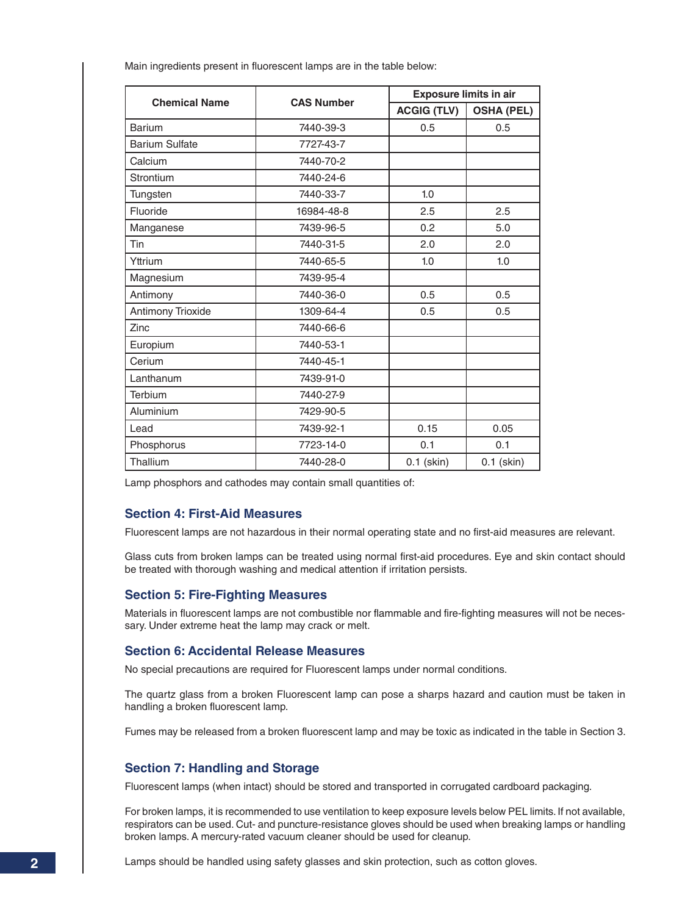Main ingredients present in fluorescent lamps are in the table below:

| Chemical Name | CAS Number | Exposure limits in air | |
|---|---|---|---|
| | | ACGIG (TLV) | OSHA (PEL) |
| Barium | 7440-39-3 | 0.5 | 0.5 |
| Barium Sulfate | 7727-43-7 | | |
| Calcium | 7440-70-2 | | |
| Strontium | 7440-24-6 | | |
| Tungsten | 7440-33-7 | 1.0 | |
| Fluoride | 16984-48-8 | 2.5 | 2.5 |
| Manganese | 7439-96-5 | 0.2 | 5.0 |
| Tin | 7440-31-5 | 2.0 | 2.0 |
| Yttrium | 7440-65-5 | 1.0 | 1.0 |
| Magnesium | 7439-95-4 | | |
| Antimony | 7440-36-0 | 0.5 | 0.5 |
| Antimony Trioxide | 1309-64-4 | 0.5 | 0.5 |
| Zinc | 7440-66-6 | | |
| Europium | 7440-53-1 | | |
| Cerium | 7440-45-1 | | |
| Lanthanum | 7439-91-0 | | |
| Terbium | 7440-27-9 | | |
| Aluminium | 7429-90-5 | | |
| Lead | 7439-92-1 | 0.15 | 0.05 |
| Phosphorus | 7723-14-0 | 0.1 | 0.1 |
| Thallium | 7440-28-0 | 0.1 (skin) | 0.1 (skin) |

Lamp phosphors and cathodes may contain small quantities of:

## Section 4: First-Aid Measures

Fluorescent lamps are not hazardous in their normal operating state and no first-aid measures are relevant.

Glass cuts from broken lamps can be treated using normal first-aid procedures. Eye and skin contact should be treated with thorough washing and medical attention if irritation persists.

## Section 5: Fire-Fighting Measures

Materials in fluorescent lamps are not combustible nor flammable and fire-fighting measures will not be necessary. Under extreme heat the lamp may crack or melt.

## Section 6: Accidental Release Measures

No special precautions are required for Fluorescent lamps under normal conditions.

The quartz glass from a broken Fluorescent lamp can pose a sharps hazard and caution must be taken in handling a broken fluorescent lamp.

Fumes may be released from a broken fluorescent lamp and may be toxic as indicated in the table in Section 3.

## Section 7: Handling and Storage

Fluorescent lamps (when intact) should be stored and transported in corrugated cardboard packaging.

For broken lamps, it is recommended to use ventilation to keep exposure levels below PEL limits. If not available, respirators can be used. Cut- and puncture-resistance gloves should be used when breaking lamps or handling broken lamps. A mercury-rated vacuum cleaner should be used for cleanup.

Lamps should be handled using safety glasses and skin protection, such as cotton gloves.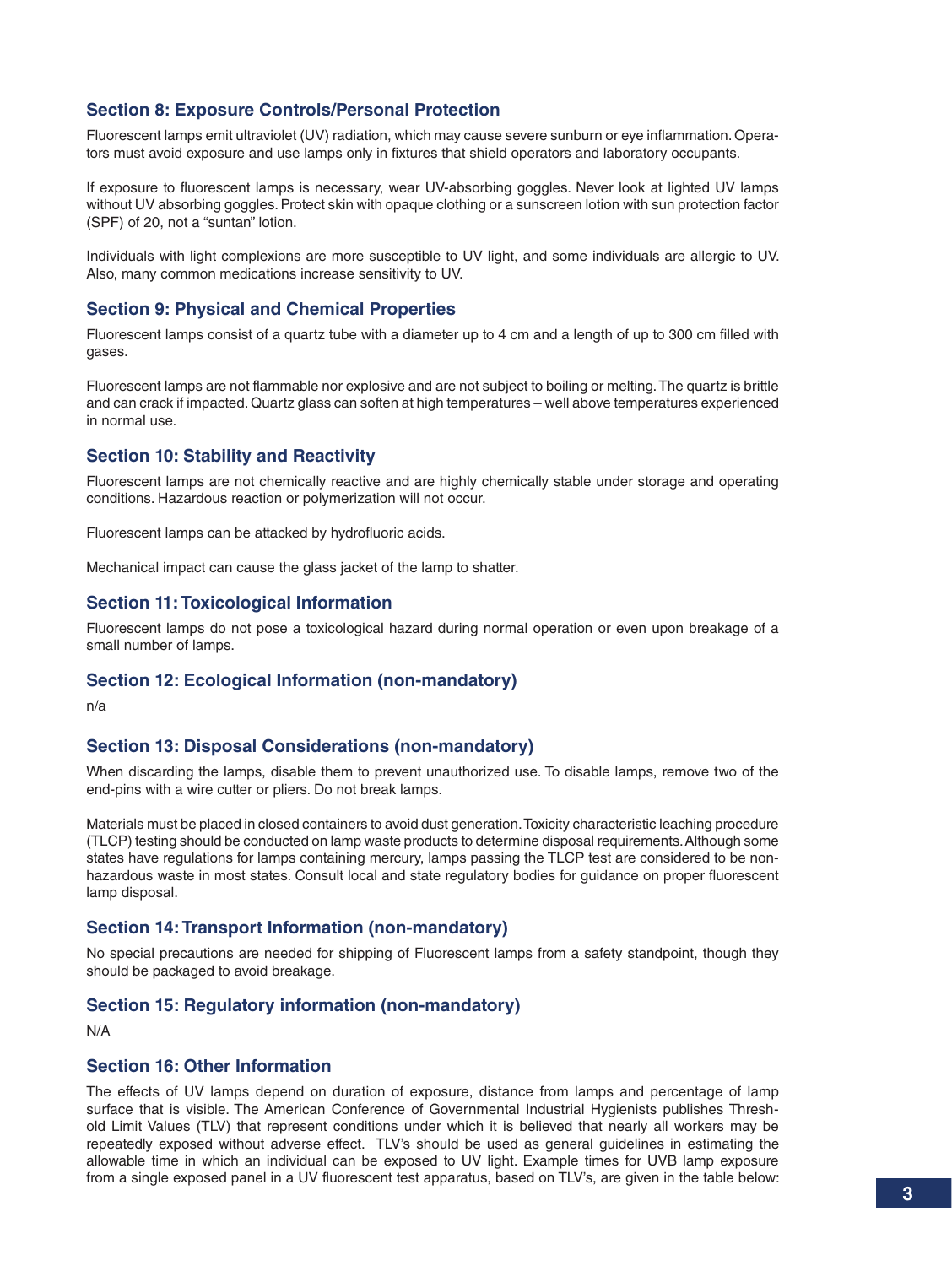## Section 8: Exposure Controls/Personal Protection

Fluorescent lamps emit ultraviolet (UV) radiation, which may cause severe sunburn or eye inflammation. Operators must avoid exposure and use lamps only in fixtures that shield operators and laboratory occupants.

If exposure to fluorescent lamps is necessary, wear UV-absorbing goggles. Never look at lighted UV lamps without UV absorbing goggles. Protect skin with opaque clothing or a sunscreen lotion with sun protection factor (SPF) of 20, not a "suntan" lotion.

Individuals with light complexions are more susceptible to UV light, and some individuals are allergic to UV. Also, many common medications increase sensitivity to UV.

## Section 9: Physical and Chemical Properties

Fluorescent lamps consist of a quartz tube with a diameter up to 4 cm and a length of up to 300 cm filled with gases.

Fluorescent lamps are not flammable nor explosive and are not subject to boiling or melting. The quartz is brittle and can crack if impacted. Quartz glass can soften at high temperatures – well above temperatures experienced in normal use.

## Section 10: Stability and Reactivity

Fluorescent lamps are not chemically reactive and are highly chemically stable under storage and operating conditions. Hazardous reaction or polymerization will not occur.

Fluorescent lamps can be attacked by hydrofluoric acids.

Mechanical impact can cause the glass jacket of the lamp to shatter.

## Section 11: Toxicological Information

Fluorescent lamps do not pose a toxicological hazard during normal operation or even upon breakage of a small number of lamps.

## Section 12: Ecological Information (non-mandatory)

n/a

## Section 13: Disposal Considerations (non-mandatory)

When discarding the lamps, disable them to prevent unauthorized use. To disable lamps, remove two of the end-pins with a wire cutter or pliers. Do not break lamps.

Materials must be placed in closed containers to avoid dust generation. Toxicity characteristic leaching procedure (TLCP) testing should be conducted on lamp waste products to determine disposal requirements. Although some states have regulations for lamps containing mercury, lamps passing the TLCP test are considered to be non-hazardous waste in most states. Consult local and state regulatory bodies for guidance on proper fluorescent lamp disposal.

## Section 14: Transport Information (non-mandatory)

No special precautions are needed for shipping of Fluorescent lamps from a safety standpoint, though they should be packaged to avoid breakage.

## Section 15: Regulatory information (non-mandatory)

N/A

## Section 16: Other Information

The effects of UV lamps depend on duration of exposure, distance from lamps and percentage of lamp surface that is visible. The American Conference of Governmental Industrial Hygienists publishes Threshold Limit Values (TLV) that represent conditions under which it is believed that nearly all workers may be repeatedly exposed without adverse effect. TLV's should be used as general guidelines in estimating the allowable time in which an individual can be exposed to UV light. Example times for UVB lamp exposure from a single exposed panel in a UV fluorescent test apparatus, based on TLV's, are given in the table below: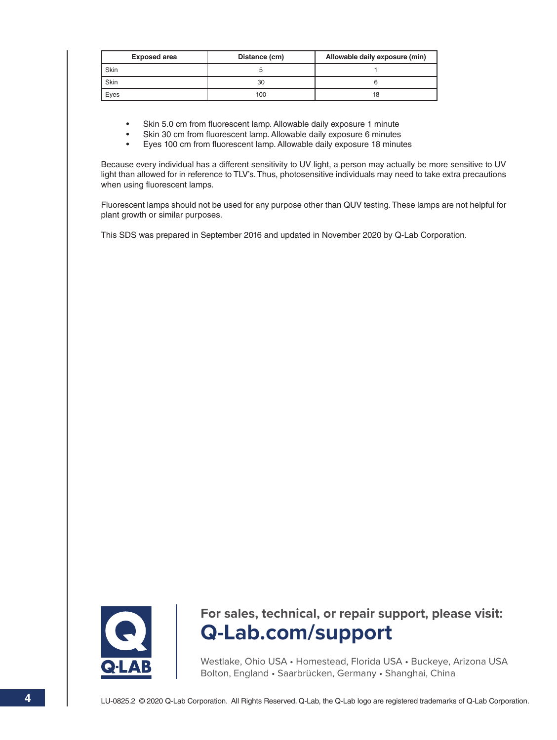| Exposed area | Distance (cm) | Allowable daily exposure (min) |
|---|---|---|
| Skin | 5 | 1 |
| Skin | 30 | 6 |
| Eyes | 100 | 18 |

- Skin 5.0 cm from fluorescent lamp. Allowable daily exposure 1 minute
- Skin 30 cm from fluorescent lamp. Allowable daily exposure 6 minutes
- Eyes 100 cm from fluorescent lamp. Allowable daily exposure 18 minutes

Because every individual has a different sensitivity to UV light, a person may actually be more sensitive to UV light than allowed for in reference to TLV's. Thus, photosensitive individuals may need to take extra precautions when using fluorescent lamps.

Fluorescent lamps should not be used for any purpose other than QUV testing. These lamps are not helpful for plant growth or similar purposes.

This SDS was prepared in September 2016 and updated in November 2020 by Q-Lab Corporation.

Q-LAB

**For sales, technical, or repair support, please visit:**

**Q-Lab.com/support**

Westlake, Ohio USA • Homestead, Florida USA • Buckeye, Arizona USA
Bolton, England • Saarbrücken, Germany • Shanghai, China

LU-0825.2 © 2020 Q-Lab Corporation. All Rights Reserved. Q-Lab, the Q-Lab logo are registered trademarks of Q-Lab Corporation.